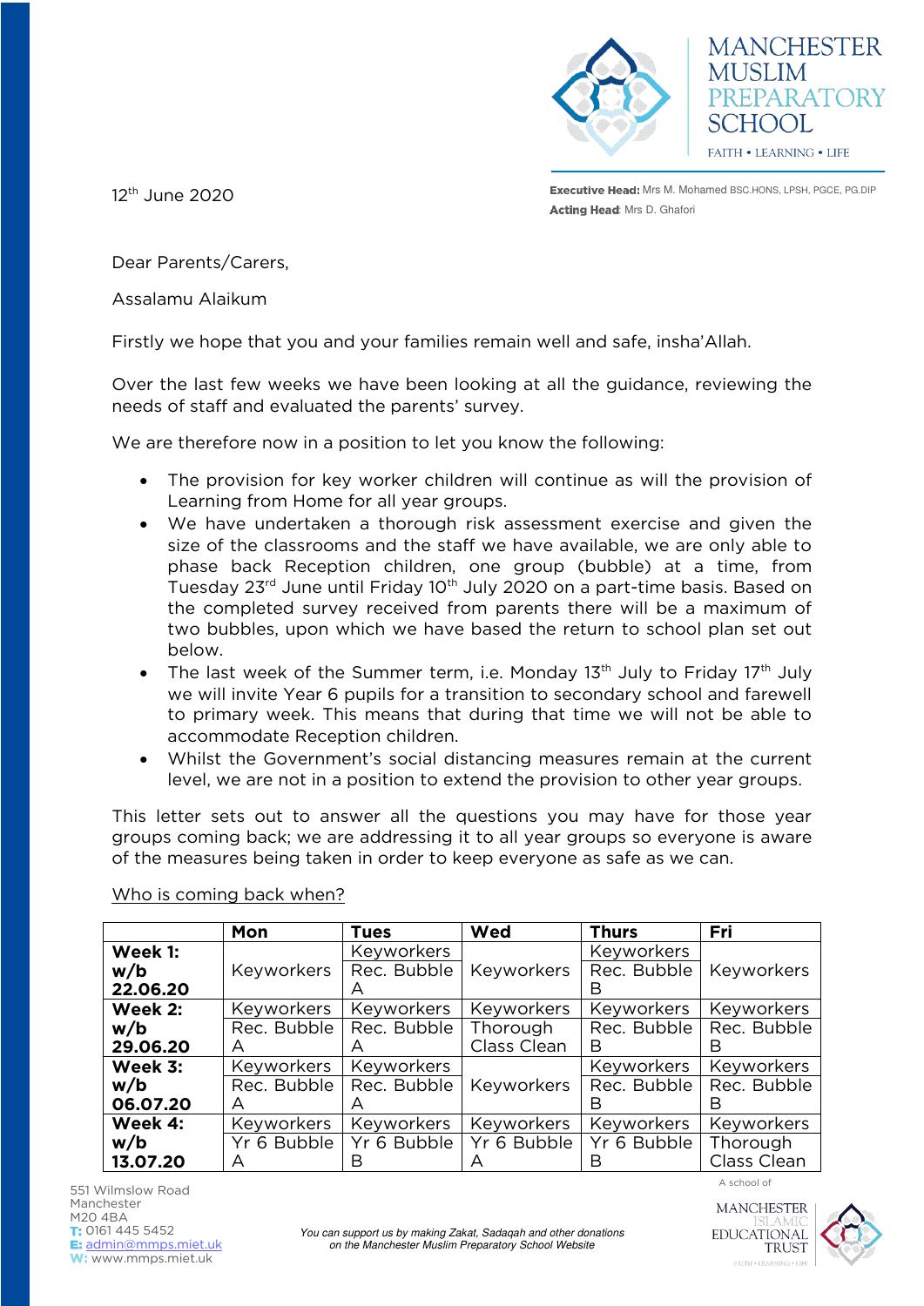# MANCHESTER MUSLIM PREPARATORY SCHOOL

FAITH • LEARNING • LIFE

**Executive Head:** Mrs M. Mohamed BSC.HONS, LPSH, PGCE, PG.DIP
**Acting Head**: Mrs D. Ghafori

12th June 2020

Dear Parents/Carers,

Assalamu Alaikum

Firstly we hope that you and your families remain well and safe, insha'Allah.

Over the last few weeks we have been looking at all the guidance, reviewing the needs of staff and evaluated the parents' survey.

We are therefore now in a position to let you know the following:

- The provision for key worker children will continue as will the provision of Learning from Home for all year groups.
- We have undertaken a thorough risk assessment exercise and given the size of the classrooms and the staff we have available, we are only able to phase back Reception children, one group (bubble) at a time, from Tuesday 23rd June until Friday 10th July 2020 on a part-time basis. Based on the completed survey received from parents there will be a maximum of two bubbles, upon which we have based the return to school plan set out below.
- The last week of the Summer term, i.e. Monday 13th July to Friday 17th July we will invite Year 6 pupils for a transition to secondary school and farewell to primary week. This means that during that time we will not be able to accommodate Reception children.
- Whilst the Government's social distancing measures remain at the current level, we are not in a position to extend the provision to other year groups.

This letter sets out to answer all the questions you may have for those year groups coming back; we are addressing it to all year groups so everyone is aware of the measures being taken in order to keep everyone as safe as we can.

Who is coming back when?

| | Mon | Tues | Wed | Thurs | Fri |
|---|---|---|---|---|---|
| **Week 1: w/b 22.06.20** | Keyworkers | Keyworkers<br>Rec. Bubble A | Keyworkers | Keyworkers<br>Rec. Bubble B | Keyworkers |
| **Week 2: w/b 29.06.20** | Keyworkers<br>Rec. Bubble A | Keyworkers<br>Rec. Bubble A | Keyworkers<br>Thorough Class Clean | Keyworkers<br>Rec. Bubble B | Keyworkers<br>Rec. Bubble B |
| **Week 3: w/b 06.07.20** | Keyworkers<br>Rec. Bubble A | Keyworkers<br>Rec. Bubble A | Keyworkers | Keyworkers<br>Rec. Bubble B | Keyworkers<br>Rec. Bubble B |
| **Week 4: w/b 13.07.20** | Keyworkers<br>Yr 6 Bubble A | Keyworkers<br>Yr 6 Bubble B | Keyworkers<br>Yr 6 Bubble A | Keyworkers<br>Yr 6 Bubble B | Keyworkers<br>Thorough Class Clean |

551 Wilmslow Road
Manchester
M20 4BA
T: 0161 445 5452
E: admin@mmps.miet.uk
W: www.mmps.miet.uk

*You can support us by making Zakat, Sadaqah and other donations on the Manchester Muslim Preparatory School Website*

A school of MANCHESTER ISLAMIC EDUCATIONAL TRUST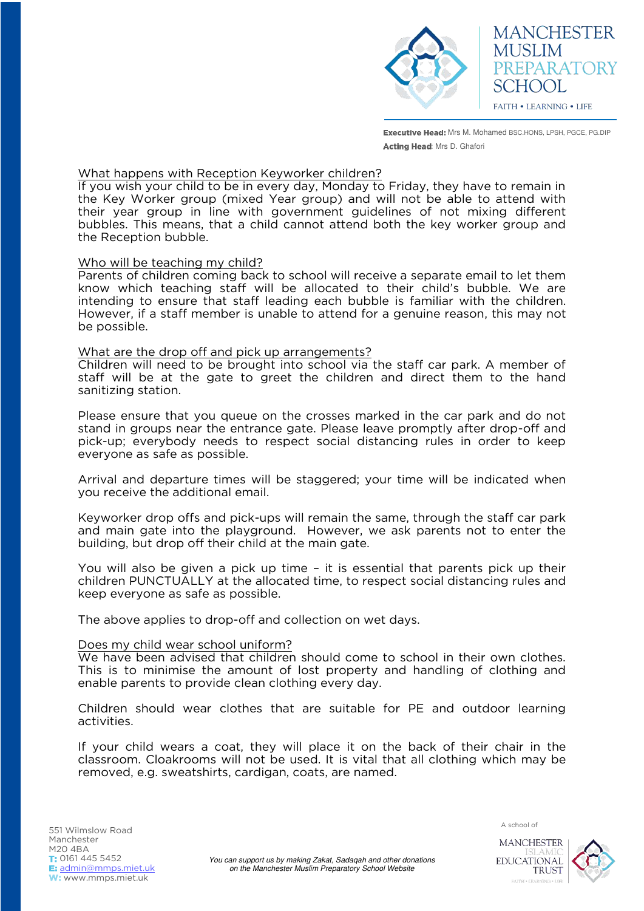## What happens with Reception Keyworker children?

If you wish your child to be in every day, Monday to Friday, they have to remain in the Key Worker group (mixed Year group) and will not be able to attend with their year group in line with government guidelines of not mixing different bubbles. This means, that a child cannot attend both the key worker group and the Reception bubble.

## Who will be teaching my child?

Parents of children coming back to school will receive a separate email to let them know which teaching staff will be allocated to their child's bubble. We are intending to ensure that staff leading each bubble is familiar with the children. However, if a staff member is unable to attend for a genuine reason, this may not be possible.

## What are the drop off and pick up arrangements?

Children will need to be brought into school via the staff car park. A member of staff will be at the gate to greet the children and direct them to the hand sanitizing station.

Please ensure that you queue on the crosses marked in the car park and do not stand in groups near the entrance gate. Please leave promptly after drop-off and pick-up; everybody needs to respect social distancing rules in order to keep everyone as safe as possible.

Arrival and departure times will be staggered; your time will be indicated when you receive the additional email.

Keyworker drop offs and pick-ups will remain the same, through the staff car park and main gate into the playground. However, we ask parents not to enter the building, but drop off their child at the main gate.

You will also be given a pick up time – it is essential that parents pick up their children PUNCTUALLY at the allocated time, to respect social distancing rules and keep everyone as safe as possible.

The above applies to drop-off and collection on wet days.

## Does my child wear school uniform?

We have been advised that children should come to school in their own clothes. This is to minimise the amount of lost property and handling of clothing and enable parents to provide clean clothing every day.

Children should wear clothes that are suitable for PE and outdoor learning activities.

If your child wears a coat, they will place it on the back of their chair in the classroom. Cloakrooms will not be used. It is vital that all clothing which may be removed, e.g. sweatshirts, cardigan, coats, are named.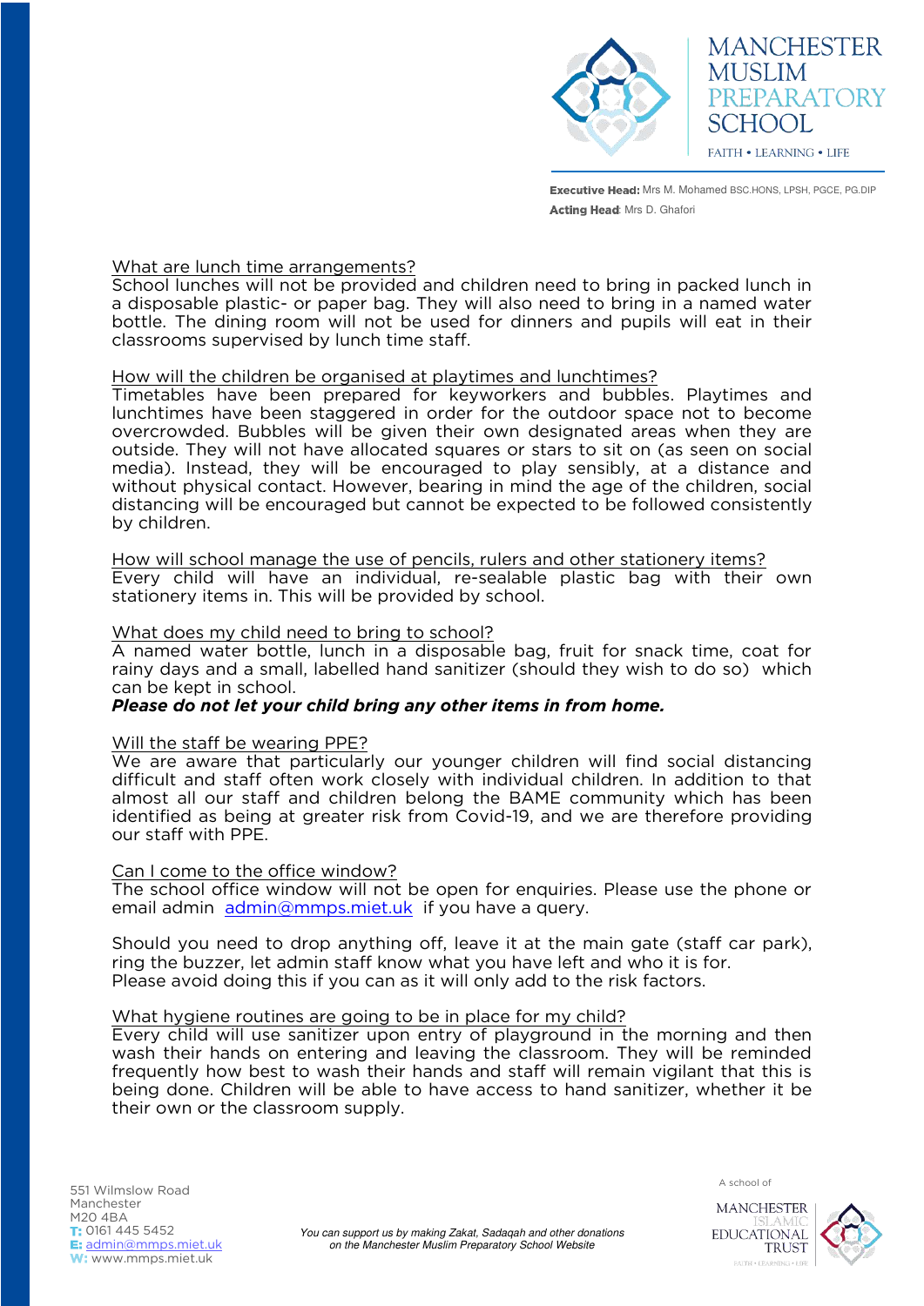Executive Head: Mrs M. Mohamed BSC.HONS, LPSH, PGCE, PG.DIP
Acting Head: Mrs D. Ghafori

## What are lunch time arrangements?

School lunches will not be provided and children need to bring in packed lunch in a disposable plastic- or paper bag. They will also need to bring in a named water bottle. The dining room will not be used for dinners and pupils will eat in their classrooms supervised by lunch time staff.

## How will the children be organised at playtimes and lunchtimes?

Timetables have been prepared for keyworkers and bubbles. Playtimes and lunchtimes have been staggered in order for the outdoor space not to become overcrowded. Bubbles will be given their own designated areas when they are outside. They will not have allocated squares or stars to sit on (as seen on social media). Instead, they will be encouraged to play sensibly, at a distance and without physical contact. However, bearing in mind the age of the children, social distancing will be encouraged but cannot be expected to be followed consistently by children.

## How will school manage the use of pencils, rulers and other stationery items?

Every child will have an individual, re-sealable plastic bag with their own stationery items in. This will be provided by school.

## What does my child need to bring to school?

A named water bottle, lunch in a disposable bag, fruit for snack time, coat for rainy days and a small, labelled hand sanitizer (should they wish to do so) which can be kept in school.

***Please do not let your child bring any other items in from home.***

## Will the staff be wearing PPE?

We are aware that particularly our younger children will find social distancing difficult and staff often work closely with individual children. In addition to that almost all our staff and children belong the BAME community which has been identified as being at greater risk from Covid-19, and we are therefore providing our staff with PPE.

## Can I come to the office window?

The school office window will not be open for enquiries. Please use the phone or email admin admin@mmps.miet.uk if you have a query.

Should you need to drop anything off, leave it at the main gate (staff car park), ring the buzzer, let admin staff know what you have left and who it is for. Please avoid doing this if you can as it will only add to the risk factors.

## What hygiene routines are going to be in place for my child?

Every child will use sanitizer upon entry of playground in the morning and then wash their hands on entering and leaving the classroom. They will be reminded frequently how best to wash their hands and staff will remain vigilant that this is being done. Children will be able to have access to hand sanitizer, whether it be their own or the classroom supply.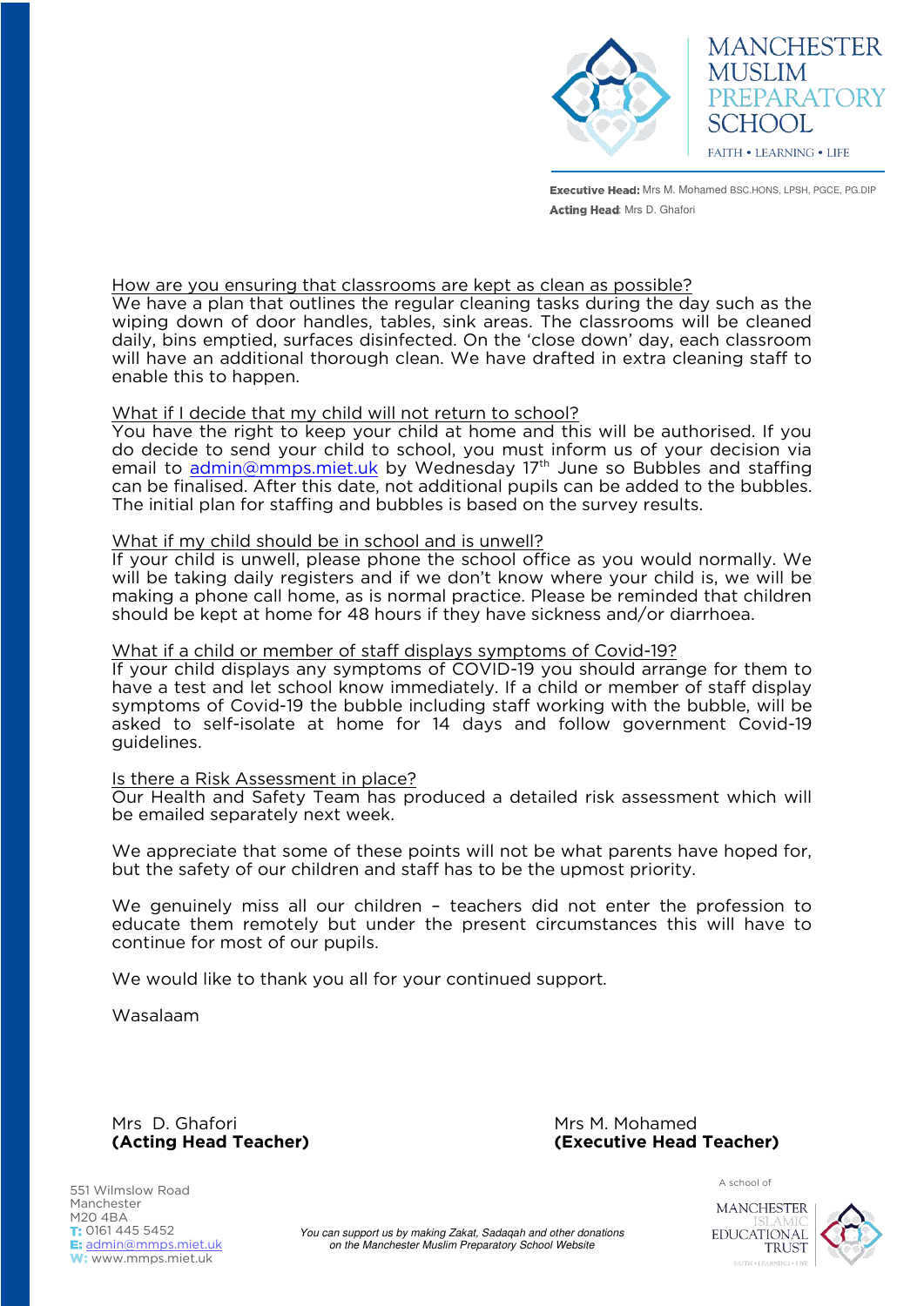MANCHESTER MUSLIM PREPARATORY SCHOOL

FAITH • LEARNING • LIFE

**Executive Head:** Mrs M. Mohamed BSC.HONS, LPSH, PGCE, PG.DIP

**Acting Head**: Mrs D. Ghafori

How are you ensuring that classrooms are kept as clean as possible?

We have a plan that outlines the regular cleaning tasks during the day such as the wiping down of door handles, tables, sink areas. The classrooms will be cleaned daily, bins emptied, surfaces disinfected. On the 'close down' day, each classroom will have an additional thorough clean. We have drafted in extra cleaning staff to enable this to happen.

What if I decide that my child will not return to school?

You have the right to keep your child at home and this will be authorised. If you do decide to send your child to school, you must inform us of your decision via email to admin@mmps.miet.uk by Wednesday 17th June so Bubbles and staffing can be finalised. After this date, not additional pupils can be added to the bubbles. The initial plan for staffing and bubbles is based on the survey results.

What if my child should be in school and is unwell?

If your child is unwell, please phone the school office as you would normally. We will be taking daily registers and if we don't know where your child is, we will be making a phone call home, as is normal practice. Please be reminded that children should be kept at home for 48 hours if they have sickness and/or diarrhoea.

What if a child or member of staff displays symptoms of Covid-19?

If your child displays any symptoms of COVID-19 you should arrange for them to have a test and let school know immediately. If a child or member of staff display symptoms of Covid-19 the bubble including staff working with the bubble, will be asked to self-isolate at home for 14 days and follow government Covid-19 guidelines.

Is there a Risk Assessment in place?

Our Health and Safety Team has produced a detailed risk assessment which will be emailed separately next week.

We appreciate that some of these points will not be what parents have hoped for, but the safety of our children and staff has to be the upmost priority.

We genuinely miss all our children – teachers did not enter the profession to educate them remotely but under the present circumstances this will have to continue for most of our pupils.

We would like to thank you all for your continued support.

Wasalaam

Mrs D. Ghafori
**(Acting Head Teacher)**

Mrs M. Mohamed
**(Executive Head Teacher)**

551 Wilmslow Road
Manchester
M20 4BA
**T:** 0161 445 5452
**E:** admin@mmps.miet.uk
**W:** www.mmps.miet.uk

*You can support us by making Zakat, Sadaqah and other donations on the Manchester Muslim Preparatory School Website*

A school of MANCHESTER ISLAMIC EDUCATIONAL TRUST